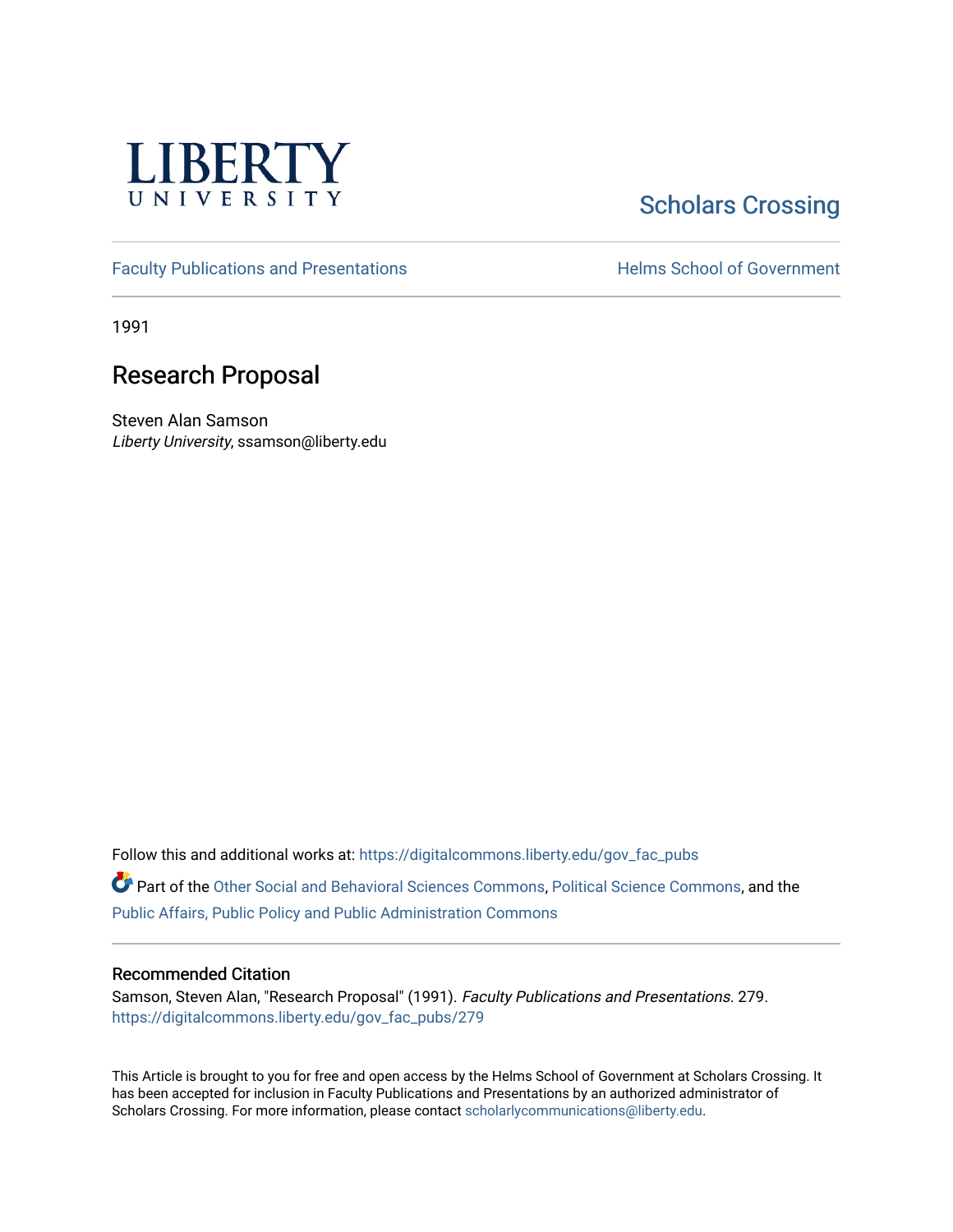LIBERTY UNIVERSITY

Scholars Crossing

Faculty Publications and Presentations | Helms School of Government

1991

# Research Proposal

Steven Alan Samson
*Liberty University*, ssamson@liberty.edu

Follow this and additional works at: https://digitalcommons.liberty.edu/gov_fac_pubs

Part of the Other Social and Behavioral Sciences Commons, Political Science Commons, and the Public Affairs, Public Policy and Public Administration Commons

## Recommended Citation

Samson, Steven Alan, "Research Proposal" (1991). *Faculty Publications and Presentations*. 279.
https://digitalcommons.liberty.edu/gov_fac_pubs/279

This Article is brought to you for free and open access by the Helms School of Government at Scholars Crossing. It has been accepted for inclusion in Faculty Publications and Presentations by an authorized administrator of Scholars Crossing. For more information, please contact scholarlycommunications@liberty.edu.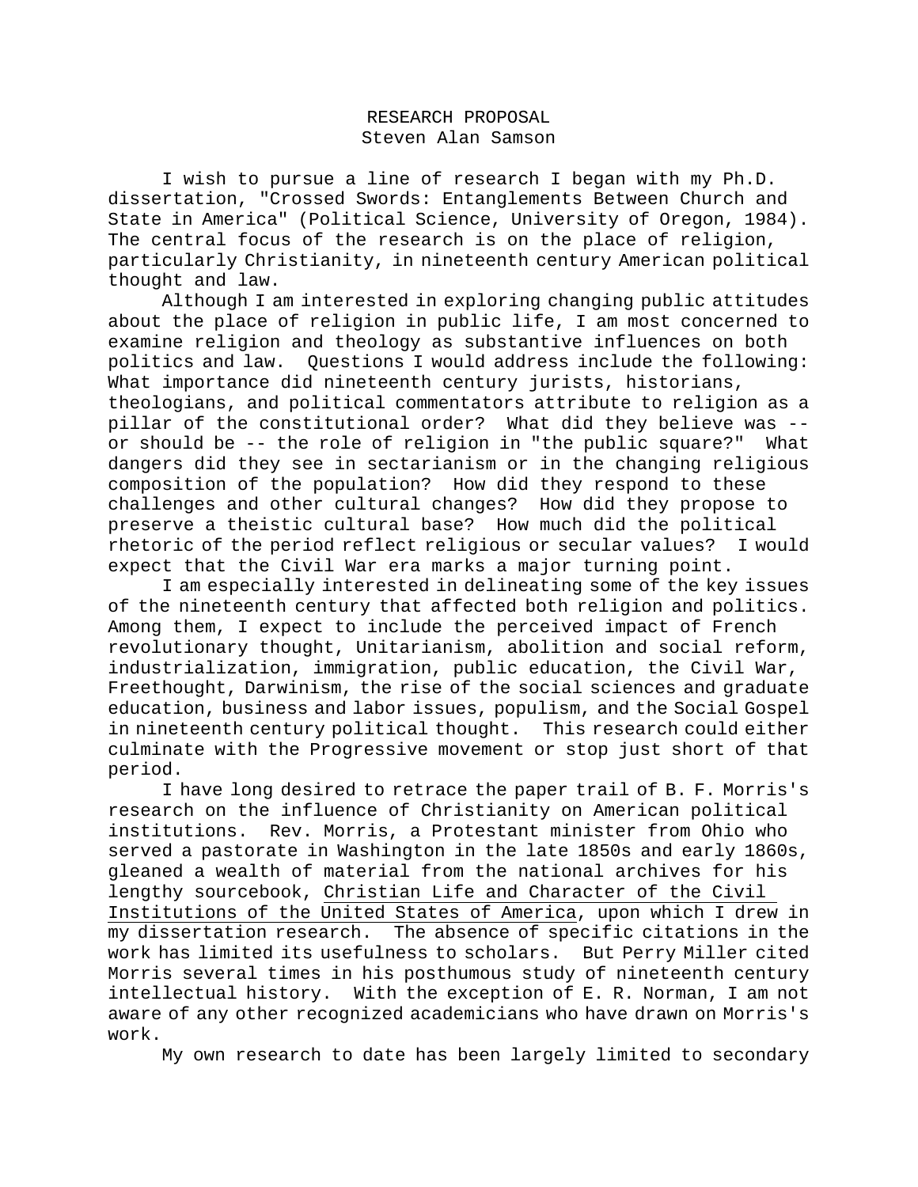RESEARCH PROPOSAL
Steven Alan Samson

I wish to pursue a line of research I began with my Ph.D. dissertation, "Crossed Swords: Entanglements Between Church and State in America" (Political Science, University of Oregon, 1984). The central focus of the research is on the place of religion, particularly Christianity, in nineteenth century American political thought and law.

Although I am interested in exploring changing public attitudes about the place of religion in public life, I am most concerned to examine religion and theology as substantive influences on both politics and law. Questions I would address include the following: What importance did nineteenth century jurists, historians, theologians, and political commentators attribute to religion as a pillar of the constitutional order? What did they believe was -- or should be -- the role of religion in "the public square?" What dangers did they see in sectarianism or in the changing religious composition of the population? How did they respond to these challenges and other cultural changes? How did they propose to preserve a theistic cultural base? How much did the political rhetoric of the period reflect religious or secular values? I would expect that the Civil War era marks a major turning point.

I am especially interested in delineating some of the key issues of the nineteenth century that affected both religion and politics. Among them, I expect to include the perceived impact of French revolutionary thought, Unitarianism, abolition and social reform, industrialization, immigration, public education, the Civil War, Freethought, Darwinism, the rise of the social sciences and graduate education, business and labor issues, populism, and the Social Gospel in nineteenth century political thought. This research could either culminate with the Progressive movement or stop just short of that period.

I have long desired to retrace the paper trail of B. F. Morris's research on the influence of Christianity on American political institutions. Rev. Morris, a Protestant minister from Ohio who served a pastorate in Washington in the late 1850s and early 1860s, gleaned a wealth of material from the national archives for his lengthy sourcebook, <u>Christian Life and Character of the Civil Institutions of the United States of America</u>, upon which I drew in my dissertation research. The absence of specific citations in the work has limited its usefulness to scholars. But Perry Miller cited Morris several times in his posthumous study of nineteenth century intellectual history. With the exception of E. R. Norman, I am not aware of any other recognized academicians who have drawn on Morris's work.

My own research to date has been largely limited to secondary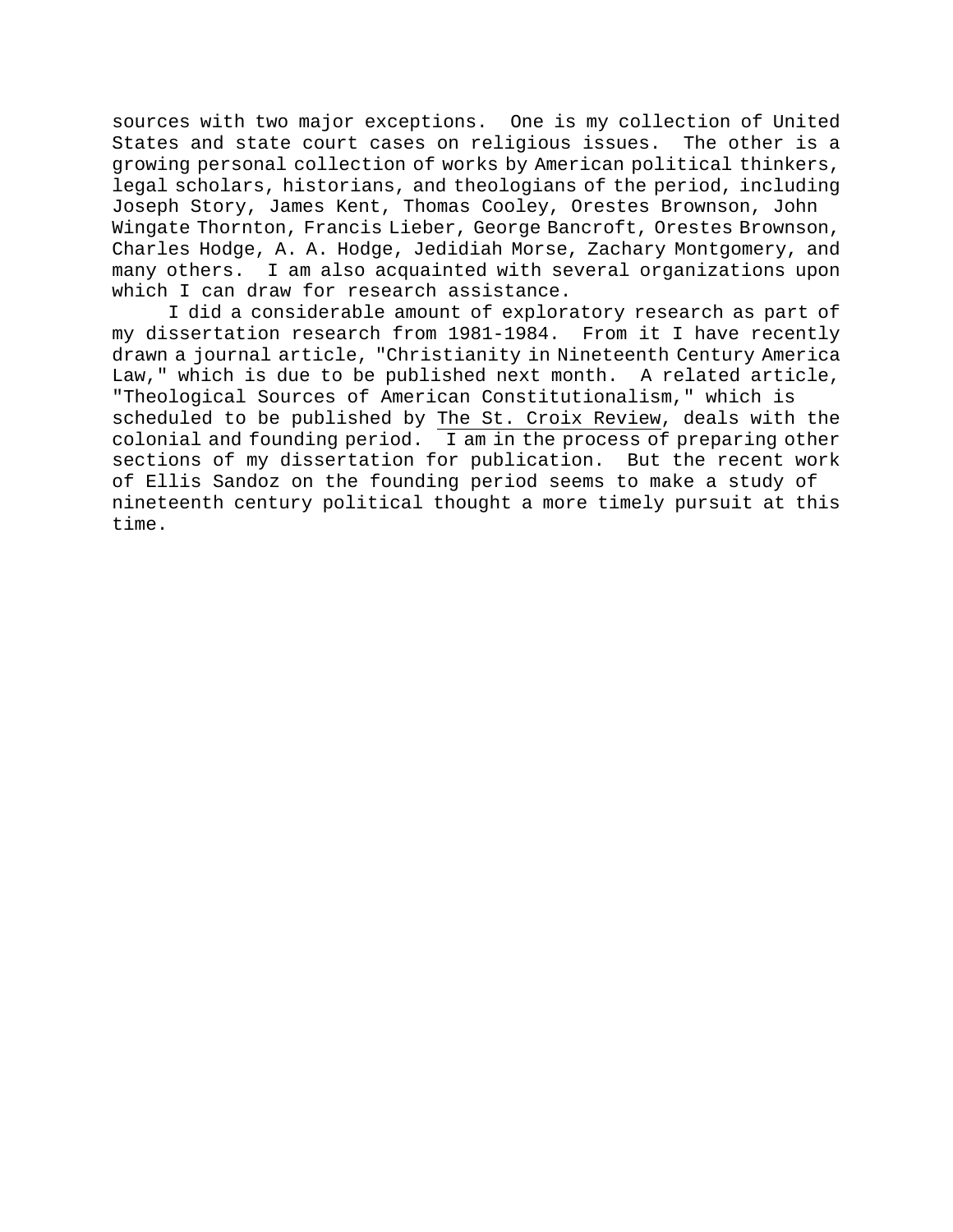sources with two major exceptions. One is my collection of United States and state court cases on religious issues. The other is a growing personal collection of works by American political thinkers, legal scholars, historians, and theologians of the period, including Joseph Story, James Kent, Thomas Cooley, Orestes Brownson, John Wingate Thornton, Francis Lieber, George Bancroft, Orestes Brownson, Charles Hodge, A. A. Hodge, Jedidiah Morse, Zachary Montgomery, and many others. I am also acquainted with several organizations upon which I can draw for research assistance.

I did a considerable amount of exploratory research as part of my dissertation research from 1981-1984. From it I have recently drawn a journal article, "Christianity in Nineteenth Century America Law," which is due to be published next month. A related article, "Theological Sources of American Constitutionalism," which is scheduled to be published by The St. Croix Review, deals with the colonial and founding period. I am in the process of preparing other sections of my dissertation for publication. But the recent work of Ellis Sandoz on the founding period seems to make a study of nineteenth century political thought a more timely pursuit at this time.